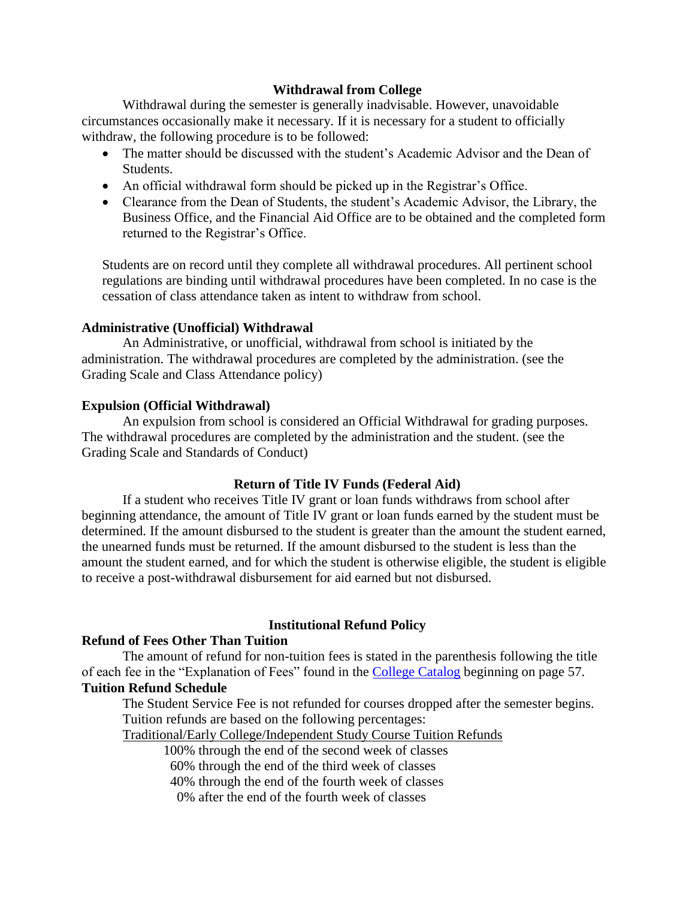## Withdrawal from College

Withdrawal during the semester is generally inadvisable. However, unavoidable circumstances occasionally make it necessary. If it is necessary for a student to officially withdraw, the following procedure is to be followed:

- The matter should be discussed with the student's Academic Advisor and the Dean of Students.
- An official withdrawal form should be picked up in the Registrar's Office.
- Clearance from the Dean of Students, the student's Academic Advisor, the Library, the Business Office, and the Financial Aid Office are to be obtained and the completed form returned to the Registrar's Office.

Students are on record until they complete all withdrawal procedures. All pertinent school regulations are binding until withdrawal procedures have been completed. In no case is the cessation of class attendance taken as intent to withdraw from school.

### Administrative (Unofficial) Withdrawal

An Administrative, or unofficial, withdrawal from school is initiated by the administration. The withdrawal procedures are completed by the administration. (see the Grading Scale and Class Attendance policy)

### Expulsion (Official Withdrawal)

An expulsion from school is considered an Official Withdrawal for grading purposes. The withdrawal procedures are completed by the administration and the student. (see the Grading Scale and Standards of Conduct)

## Return of Title IV Funds (Federal Aid)

If a student who receives Title IV grant or loan funds withdraws from school after beginning attendance, the amount of Title IV grant or loan funds earned by the student must be determined. If the amount disbursed to the student is greater than the amount the student earned, the unearned funds must be returned. If the amount disbursed to the student is less than the amount the student earned, and for which the student is otherwise eligible, the student is eligible to receive a post-withdrawal disbursement for aid earned but not disbursed.

## Institutional Refund Policy

### Refund of Fees Other Than Tuition

The amount of refund for non-tuition fees is stated in the parenthesis following the title of each fee in the "Explanation of Fees" found in the College Catalog beginning on page 57.

### Tuition Refund Schedule

The Student Service Fee is not refunded for courses dropped after the semester begins.

Tuition refunds are based on the following percentages:

Traditional/Early College/Independent Study Course Tuition Refunds

100% through the end of the second week of classes
60% through the end of the third week of classes
40% through the end of the fourth week of classes
0% after the end of the fourth week of classes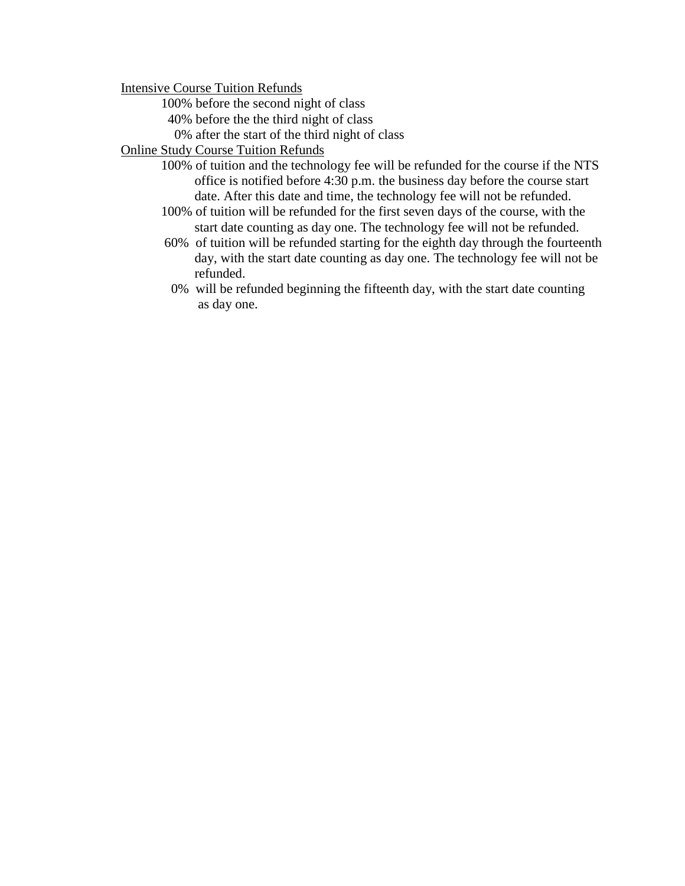<u>Intensive Course Tuition Refunds</u>

- 100% before the second night of class
- 40% before the the third night of class
- 0% after the start of the third night of class

<u>Online Study Course Tuition Refunds</u>

- 100% of tuition and the technology fee will be refunded for the course if the NTS office is notified before 4:30 p.m. the business day before the course start date. After this date and time, the technology fee will not be refunded.
- 100% of tuition will be refunded for the first seven days of the course, with the start date counting as day one. The technology fee will not be refunded.
- 60% of tuition will be refunded starting for the eighth day through the fourteenth day, with the start date counting as day one. The technology fee will not be refunded.
- 0% will be refunded beginning the fifteenth day, with the start date counting as day one.